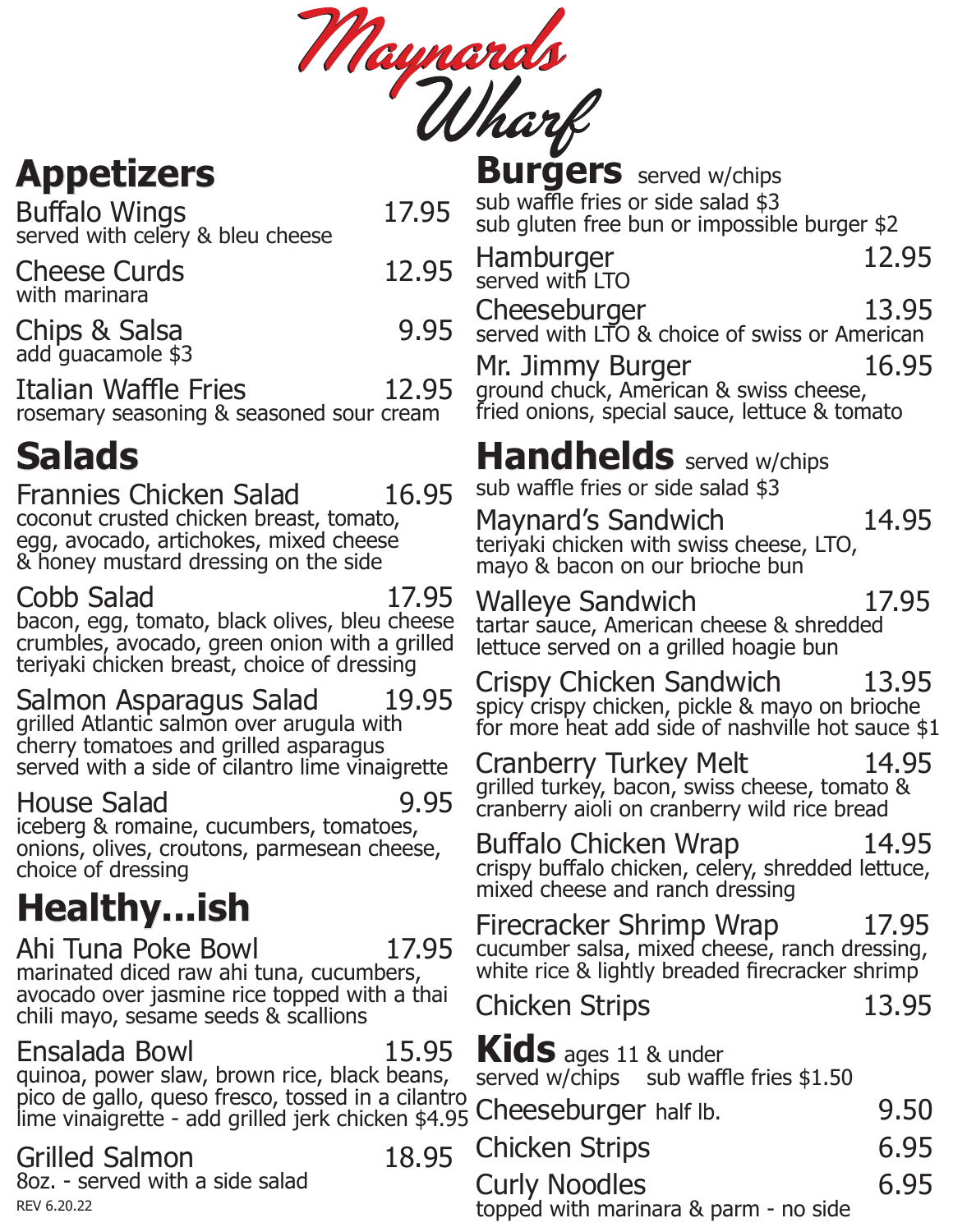# Maynards Wharf

## Appetizers

**Buffalo Wings** 17.95
served with celery & bleu cheese

**Cheese Curds** 12.95
with marinara

**Chips & Salsa** 9.95
add guacamole $3

**Italian Waffle Fries** 12.95
rosemary seasoning & seasoned sour cream

## Salads

**Frannies Chicken Salad** 16.95
coconut crusted chicken breast, tomato, egg, avocado, artichokes, mixed cheese & honey mustard dressing on the side

**Cobb Salad** 17.95
bacon, egg, tomato, black olives, bleu cheese crumbles, avocado, green onion with a grilled teriyaki chicken breast, choice of dressing

**Salmon Asparagus Salad** 19.95
grilled Atlantic salmon over arugula with cherry tomatoes and grilled asparagus served with a side of cilantro lime vinaigrette

**House Salad** 9.95
iceberg & romaine, cucumbers, tomatoes, onions, olives, croutons, parmesean cheese, choice of dressing

## Healthy...ish

**Ahi Tuna Poke Bowl** 17.95
marinated diced raw ahi tuna, cucumbers, avocado over jasmine rice topped with a thai chili mayo, sesame seeds & scallions

**Ensalada Bowl** 15.95
quinoa, power slaw, brown rice, black beans, pico de gallo, queso fresco, tossed in a cilantro lime vinaigrette - add grilled jerk chicken $4.95

**Grilled Salmon** 18.95
8oz. - served with a side salad

REV 6.20.22

## Burgers served w/chips

sub waffle fries or side salad $3
sub gluten free bun or impossible burger $2

**Hamburger** 12.95
served with LTO

**Cheeseburger** 13.95
served with LTO & choice of swiss or American

**Mr. Jimmy Burger** 16.95
ground chuck, American & swiss cheese, fried onions, special sauce, lettuce & tomato

## Handhelds served w/chips

sub waffle fries or side salad $3

**Maynard's Sandwich** 14.95
teriyaki chicken with swiss cheese, LTO, mayo & bacon on our brioche bun

**Walleye Sandwich** 17.95
tartar sauce, American cheese & shredded lettuce served on a grilled hoagie bun

**Crispy Chicken Sandwich** 13.95
spicy crispy chicken, pickle & mayo on brioche
for more heat add side of nashville hot sauce $1

**Cranberry Turkey Melt** 14.95
grilled turkey, bacon, swiss cheese, tomato & cranberry aioli on cranberry wild rice bread

**Buffalo Chicken Wrap** 14.95
crispy buffalo chicken, celery, shredded lettuce, mixed cheese and ranch dressing

**Firecracker Shrimp Wrap** 17.95
cucumber salsa, mixed cheese, ranch dressing, white rice & lightly breaded firecracker shrimp

**Chicken Strips** 13.95

## Kids ages 11 & under

served w/chips sub waffle fries $1.50

**Cheeseburger** half lb. 9.50

**Chicken Strips** 6.95

**Curly Noodles** 6.95
topped with marinara & parm - no side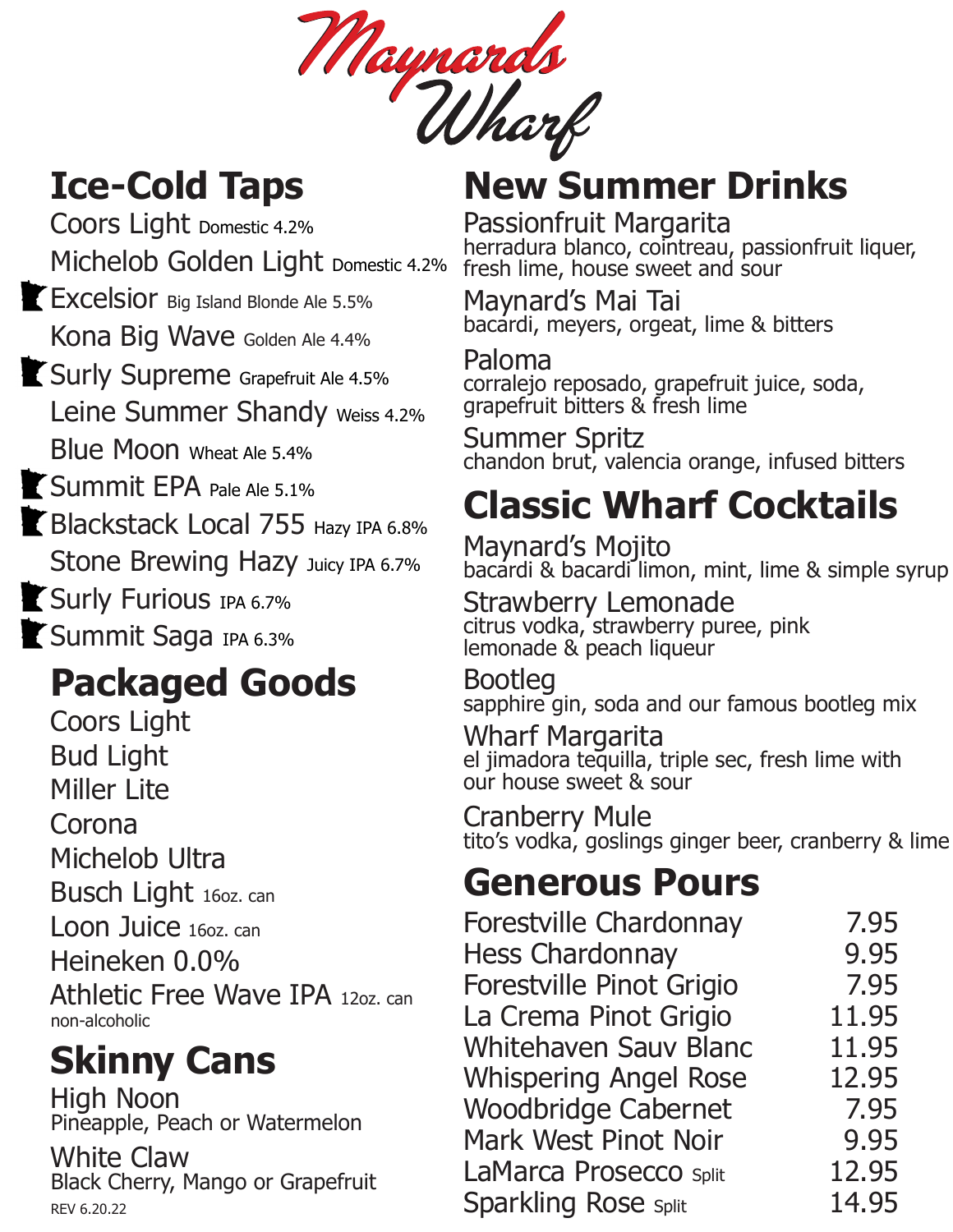# Maynards Wharf

## Ice-Cold Taps

- Coors Light Domestic 4.2%
- Michelob Golden Light Domestic 4.2%
- Excelsior Big Island Blonde Ale 5.5%
- Kona Big Wave Golden Ale 4.4%
- Surly Supreme Grapefruit Ale 4.5%
- Leine Summer Shandy Weiss 4.2%
- Blue Moon Wheat Ale 5.4%
- Summit EPA Pale Ale 5.1%
- Blackstack Local 755 Hazy IPA 6.8%
- Stone Brewing Hazy Juicy IPA 6.7%
- Surly Furious IPA 6.7%
- Summit Saga IPA 6.3%

## Packaged Goods

- Coors Light
- Bud Light
- Miller Lite
- Corona
- Michelob Ultra
- Busch Light 16oz. can
- Loon Juice 16oz. can
- Heineken 0.0%
- Athletic Free Wave IPA 12oz. can non-alcoholic

## Skinny Cans

**High Noon**
Pineapple, Peach or Watermelon

**White Claw**
Black Cherry, Mango or Grapefruit

REV 6.20.22

## New Summer Drinks

**Passionfruit Margarita**
herradura blanco, cointreau, passionfruit liquer, fresh lime, house sweet and sour

**Maynard's Mai Tai**
bacardi, meyers, orgeat, lime & bitters

**Paloma**
corralejo reposado, grapefruit juice, soda, grapefruit bitters & fresh lime

**Summer Spritz**
chandon brut, valencia orange, infused bitters

## Classic Wharf Cocktails

**Maynard's Mojito**
bacardi & bacardi limon, mint, lime & simple syrup

**Strawberry Lemonade**
citrus vodka, strawberry puree, pink lemonade & peach liqueur

**Bootleg**
sapphire gin, soda and our famous bootleg mix

**Wharf Margarita**
el jimadora tequilla, triple sec, fresh lime with our house sweet & sour

**Cranberry Mule**
tito's vodka, goslings ginger beer, cranberry & lime

## Generous Pours

| | |
|---|---|
| Forestville Chardonnay | 7.95 |
| Hess Chardonnay | 9.95 |
| Forestville Pinot Grigio | 7.95 |
| La Crema Pinot Grigio | 11.95 |
| Whitehaven Sauv Blanc | 11.95 |
| Whispering Angel Rose | 12.95 |
| Woodbridge Cabernet | 7.95 |
| Mark West Pinot Noir | 9.95 |
| LaMarca Prosecco Split | 12.95 |
| Sparkling Rose Split | 14.95 |